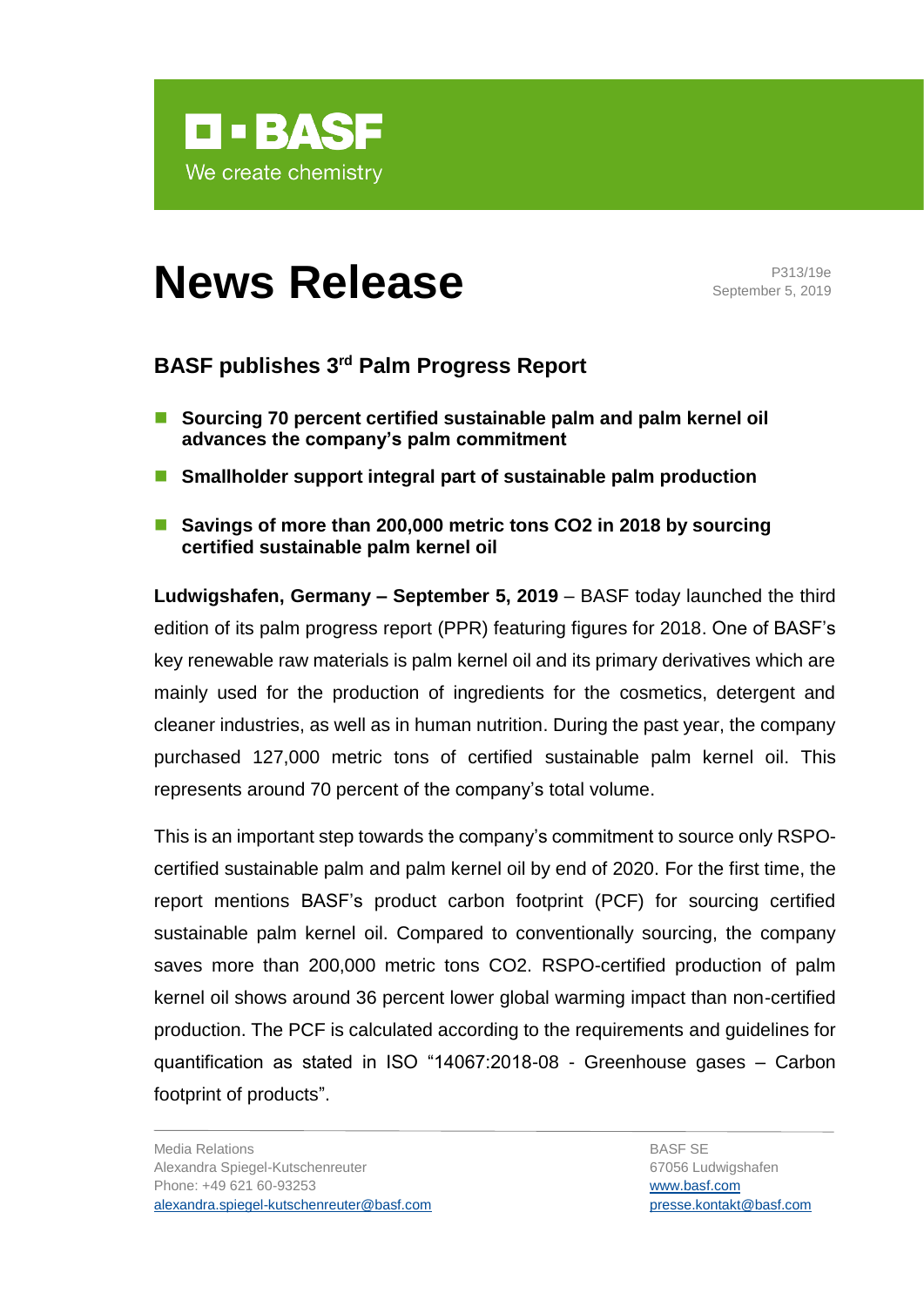**BASF**

We create chemistry

# News Release

P313/19e
September 5, 2019

## BASF publishes 3rd Palm Progress Report

- **Sourcing 70 percent certified sustainable palm and palm kernel oil advances the company's palm commitment**
- **Smallholder support integral part of sustainable palm production**
- **Savings of more than 200,000 metric tons CO2 in 2018 by sourcing certified sustainable palm kernel oil**

**Ludwigshafen, Germany – September 5, 2019** – BASF today launched the third edition of its palm progress report (PPR) featuring figures for 2018. One of BASF's key renewable raw materials is palm kernel oil and its primary derivatives which are mainly used for the production of ingredients for the cosmetics, detergent and cleaner industries, as well as in human nutrition. During the past year, the company purchased 127,000 metric tons of certified sustainable palm kernel oil. This represents around 70 percent of the company's total volume.

This is an important step towards the company's commitment to source only RSPO-certified sustainable palm and palm kernel oil by end of 2020. For the first time, the report mentions BASF's product carbon footprint (PCF) for sourcing certified sustainable palm kernel oil. Compared to conventionally sourcing, the company saves more than 200,000 metric tons CO2. RSPO-certified production of palm kernel oil shows around 36 percent lower global warming impact than non-certified production. The PCF is calculated according to the requirements and guidelines for quantification as stated in ISO "14067:2018-08 - Greenhouse gases – Carbon footprint of products".

Media Relations
Alexandra Spiegel-Kutschenreuter
Phone: +49 621 60-93253
alexandra.spiegel-kutschenreuter@basf.com

BASF SE
67056 Ludwigshafen
www.basf.com
presse.kontakt@basf.com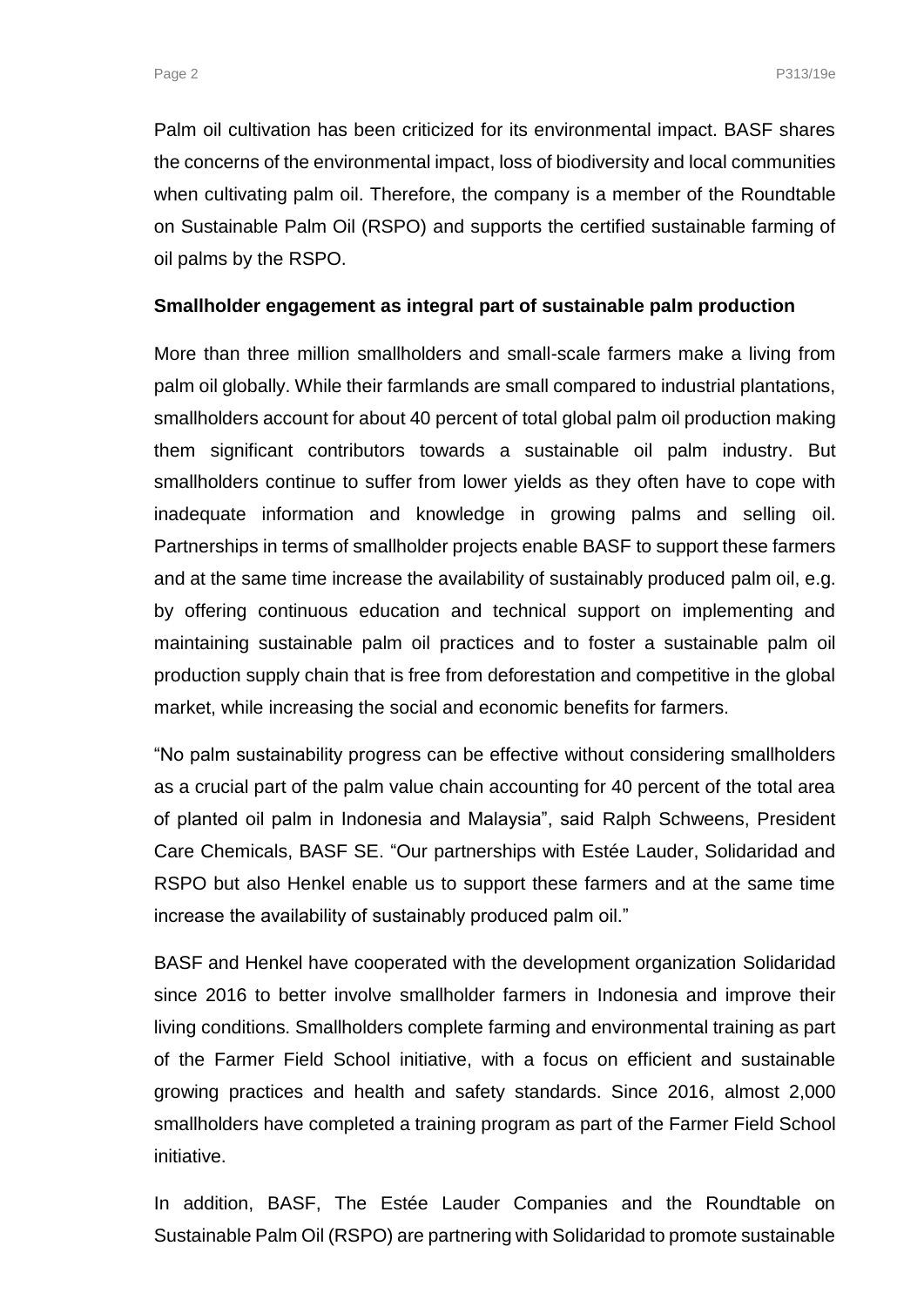Palm oil cultivation has been criticized for its environmental impact. BASF shares the concerns of the environmental impact, loss of biodiversity and local communities when cultivating palm oil. Therefore, the company is a member of the Roundtable on Sustainable Palm Oil (RSPO) and supports the certified sustainable farming of oil palms by the RSPO.

**Smallholder engagement as integral part of sustainable palm production**

More than three million smallholders and small-scale farmers make a living from palm oil globally. While their farmlands are small compared to industrial plantations, smallholders account for about 40 percent of total global palm oil production making them significant contributors towards a sustainable oil palm industry. But smallholders continue to suffer from lower yields as they often have to cope with inadequate information and knowledge in growing palms and selling oil. Partnerships in terms of smallholder projects enable BASF to support these farmers and at the same time increase the availability of sustainably produced palm oil, e.g. by offering continuous education and technical support on implementing and maintaining sustainable palm oil practices and to foster a sustainable palm oil production supply chain that is free from deforestation and competitive in the global market, while increasing the social and economic benefits for farmers.

"No palm sustainability progress can be effective without considering smallholders as a crucial part of the palm value chain accounting for 40 percent of the total area of planted oil palm in Indonesia and Malaysia", said Ralph Schweens, President Care Chemicals, BASF SE. "Our partnerships with Estée Lauder, Solidaridad and RSPO but also Henkel enable us to support these farmers and at the same time increase the availability of sustainably produced palm oil."

BASF and Henkel have cooperated with the development organization Solidaridad since 2016 to better involve smallholder farmers in Indonesia and improve their living conditions. Smallholders complete farming and environmental training as part of the Farmer Field School initiative, with a focus on efficient and sustainable growing practices and health and safety standards. Since 2016, almost 2,000 smallholders have completed a training program as part of the Farmer Field School initiative.

In addition, BASF, The Estée Lauder Companies and the Roundtable on Sustainable Palm Oil (RSPO) are partnering with Solidaridad to promote sustainable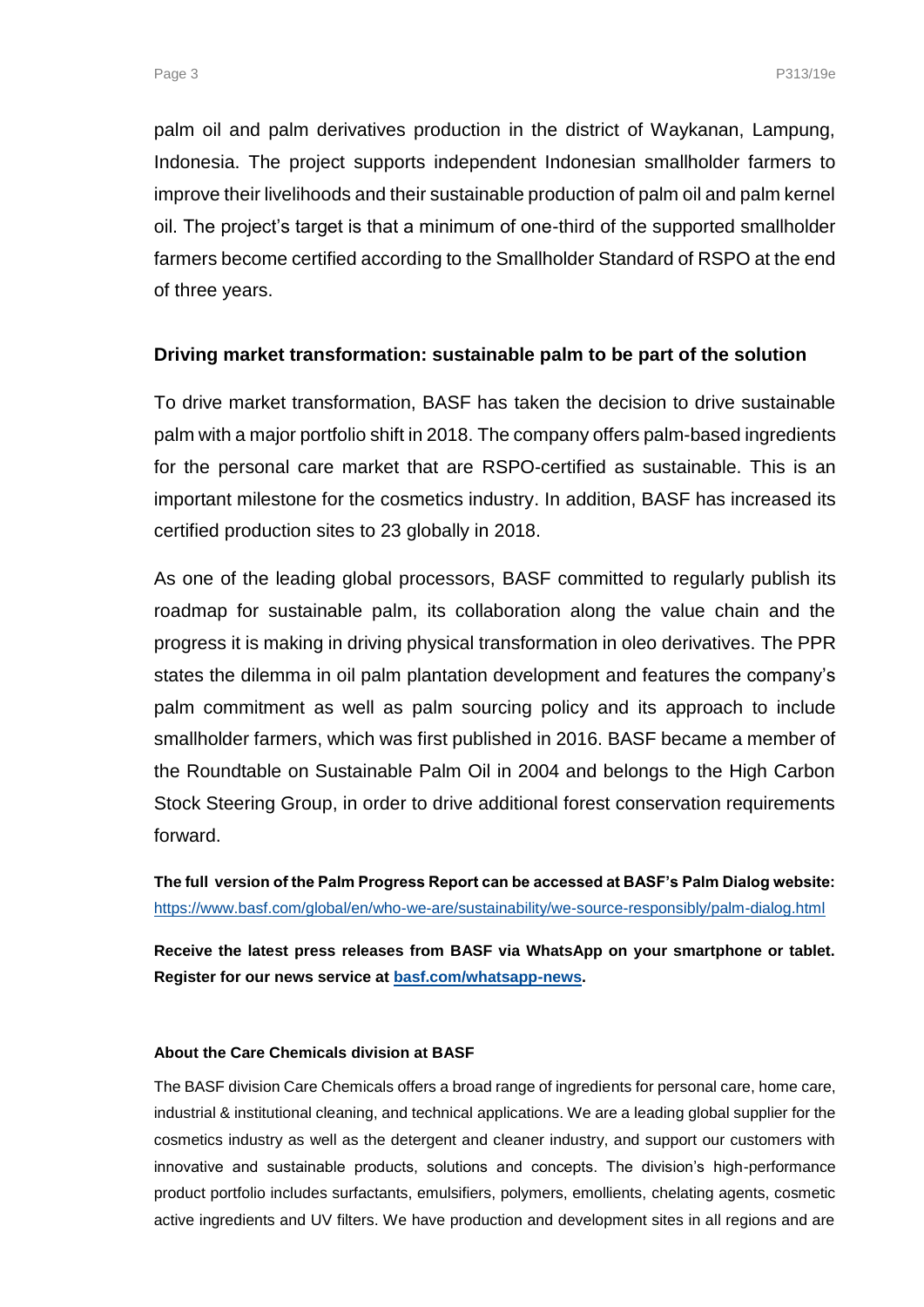palm oil and palm derivatives production in the district of Waykanan, Lampung, Indonesia. The project supports independent Indonesian smallholder farmers to improve their livelihoods and their sustainable production of palm oil and palm kernel oil. The project's target is that a minimum of one-third of the supported smallholder farmers become certified according to the Smallholder Standard of RSPO at the end of three years.

## Driving market transformation: sustainable palm to be part of the solution

To drive market transformation, BASF has taken the decision to drive sustainable palm with a major portfolio shift in 2018. The company offers palm-based ingredients for the personal care market that are RSPO-certified as sustainable. This is an important milestone for the cosmetics industry. In addition, BASF has increased its certified production sites to 23 globally in 2018.

As one of the leading global processors, BASF committed to regularly publish its roadmap for sustainable palm, its collaboration along the value chain and the progress it is making in driving physical transformation in oleo derivatives. The PPR states the dilemma in oil palm plantation development and features the company's palm commitment as well as palm sourcing policy and its approach to include smallholder farmers, which was first published in 2016. BASF became a member of the Roundtable on Sustainable Palm Oil in 2004 and belongs to the High Carbon Stock Steering Group, in order to drive additional forest conservation requirements forward.

**The full version of the Palm Progress Report can be accessed at BASF's Palm Dialog website:**
https://www.basf.com/global/en/who-we-are/sustainability/we-source-responsibly/palm-dialog.html

**Receive the latest press releases from BASF via WhatsApp on your smartphone or tablet. Register for our news service at basf.com/whatsapp-news.**

#### About the Care Chemicals division at BASF

The BASF division Care Chemicals offers a broad range of ingredients for personal care, home care, industrial & institutional cleaning, and technical applications. We are a leading global supplier for the cosmetics industry as well as the detergent and cleaner industry, and support our customers with innovative and sustainable products, solutions and concepts. The division's high-performance product portfolio includes surfactants, emulsifiers, polymers, emollients, chelating agents, cosmetic active ingredients and UV filters. We have production and development sites in all regions and are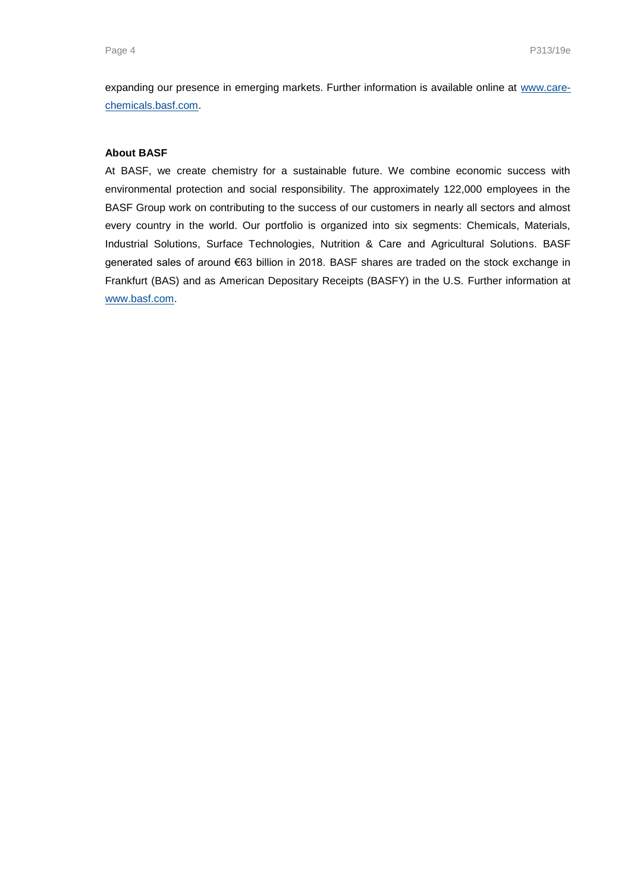expanding our presence in emerging markets. Further information is available online at www.care-chemicals.basf.com.

**About BASF**

At BASF, we create chemistry for a sustainable future. We combine economic success with environmental protection and social responsibility. The approximately 122,000 employees in the BASF Group work on contributing to the success of our customers in nearly all sectors and almost every country in the world. Our portfolio is organized into six segments: Chemicals, Materials, Industrial Solutions, Surface Technologies, Nutrition & Care and Agricultural Solutions. BASF generated sales of around €63 billion in 2018. BASF shares are traded on the stock exchange in Frankfurt (BAS) and as American Depositary Receipts (BASFY) in the U.S. Further information at www.basf.com.